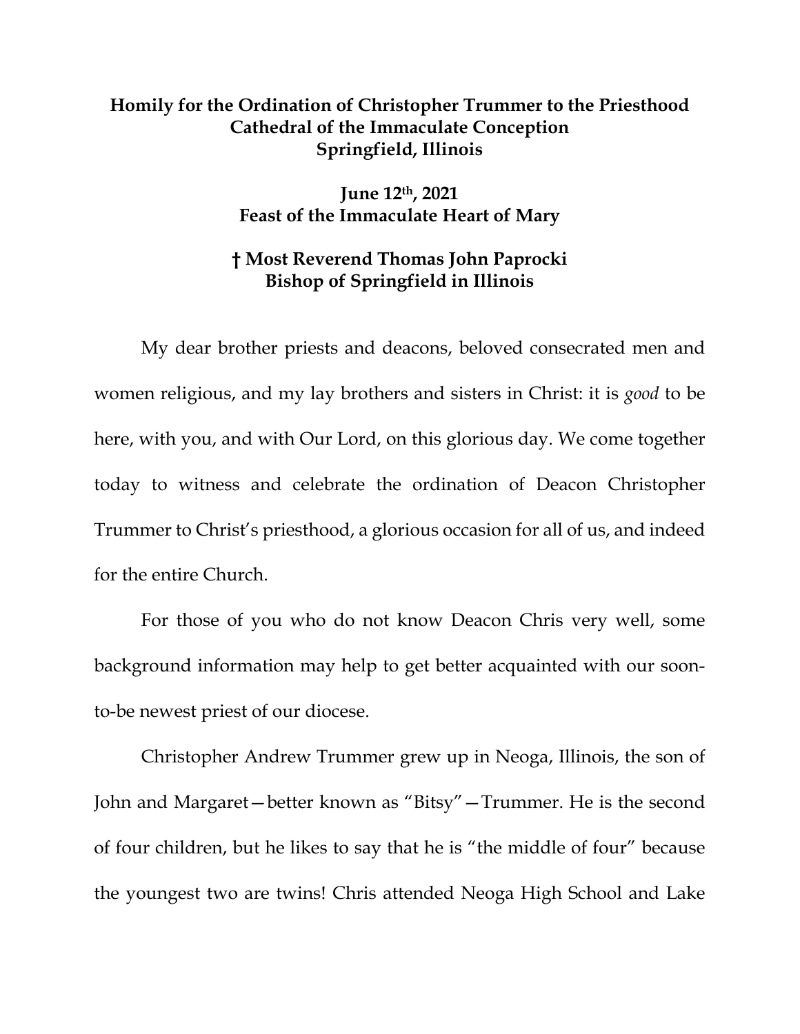**Homily for the Ordination of Christopher Trummer to the Priesthood**
**Cathedral of the Immaculate Conception**
**Springfield, Illinois**

**June 12th, 2021**
**Feast of the Immaculate Heart of Mary**

**† Most Reverend Thomas John Paprocki**
**Bishop of Springfield in Illinois**

My dear brother priests and deacons, beloved consecrated men and women religious, and my lay brothers and sisters in Christ: it is *good* to be here, with you, and with Our Lord, on this glorious day. We come together today to witness and celebrate the ordination of Deacon Christopher Trummer to Christ's priesthood, a glorious occasion for all of us, and indeed for the entire Church.

For those of you who do not know Deacon Chris very well, some background information may help to get better acquainted with our soon-to-be newest priest of our diocese.

Christopher Andrew Trummer grew up in Neoga, Illinois, the son of John and Margaret—better known as "Bitsy"—Trummer. He is the second of four children, but he likes to say that he is "the middle of four" because the youngest two are twins! Chris attended Neoga High School and Lake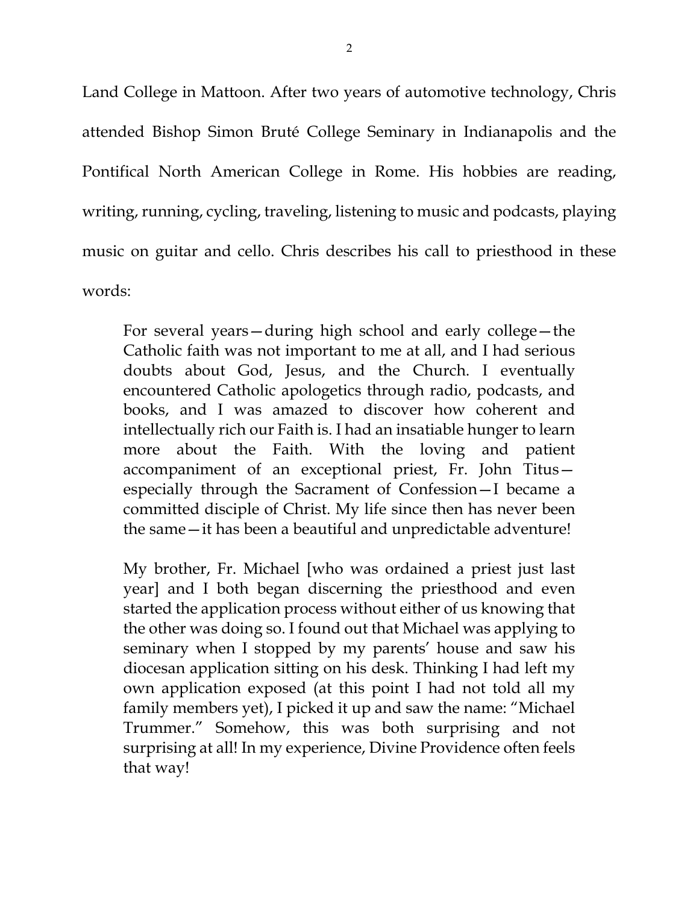Land College in Mattoon. After two years of automotive technology, Chris attended Bishop Simon Bruté College Seminary in Indianapolis and the Pontifical North American College in Rome. His hobbies are reading, writing, running, cycling, traveling, listening to music and podcasts, playing music on guitar and cello. Chris describes his call to priesthood in these words:

> For several years—during high school and early college—the Catholic faith was not important to me at all, and I had serious doubts about God, Jesus, and the Church. I eventually encountered Catholic apologetics through radio, podcasts, and books, and I was amazed to discover how coherent and intellectually rich our Faith is. I had an insatiable hunger to learn more about the Faith. With the loving and patient accompaniment of an exceptional priest, Fr. John Titus—especially through the Sacrament of Confession—I became a committed disciple of Christ. My life since then has never been the same—it has been a beautiful and unpredictable adventure!
>
> My brother, Fr. Michael [who was ordained a priest just last year] and I both began discerning the priesthood and even started the application process without either of us knowing that the other was doing so. I found out that Michael was applying to seminary when I stopped by my parents' house and saw his diocesan application sitting on his desk. Thinking I had left my own application exposed (at this point I had not told all my family members yet), I picked it up and saw the name: "Michael Trummer." Somehow, this was both surprising and not surprising at all! In my experience, Divine Providence often feels that way!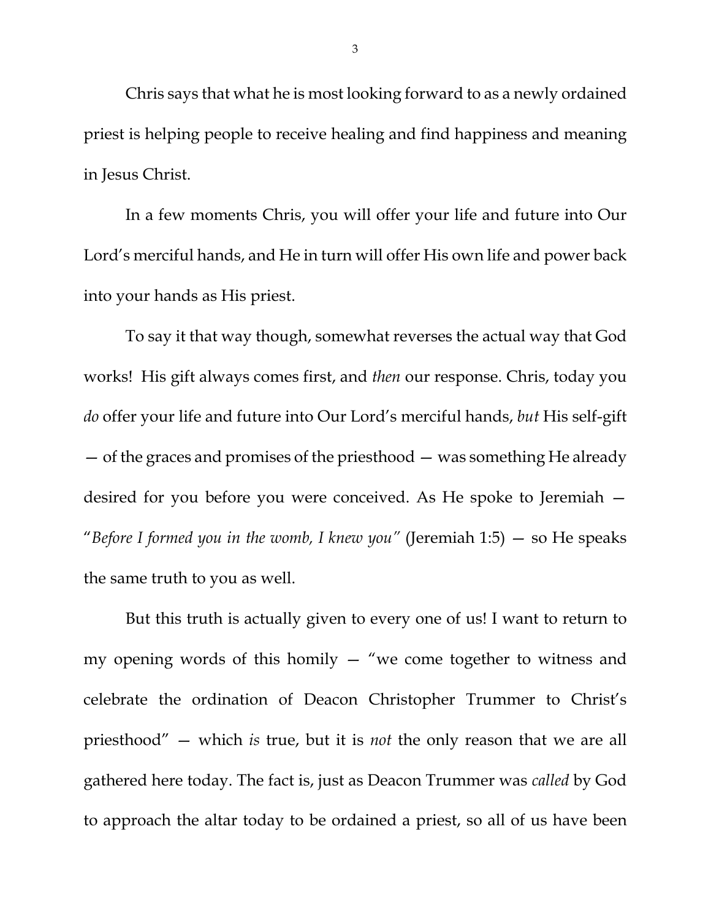Chris says that what he is most looking forward to as a newly ordained priest is helping people to receive healing and find happiness and meaning in Jesus Christ.

In a few moments Chris, you will offer your life and future into Our Lord's merciful hands, and He in turn will offer His own life and power back into your hands as His priest.

To say it that way though, somewhat reverses the actual way that God works! His gift always comes first, and *then* our response. Chris, today you *do* offer your life and future into Our Lord's merciful hands, *but* His self-gift — of the graces and promises of the priesthood — was something He already desired for you before you were conceived. As He spoke to Jeremiah — "*Before I formed you in the womb, I knew you"* (Jeremiah 1:5) — so He speaks the same truth to you as well.

But this truth is actually given to every one of us! I want to return to my opening words of this homily — "we come together to witness and celebrate the ordination of Deacon Christopher Trummer to Christ's priesthood" — which *is* true, but it is *not* the only reason that we are all gathered here today. The fact is, just as Deacon Trummer was *called* by God to approach the altar today to be ordained a priest, so all of us have been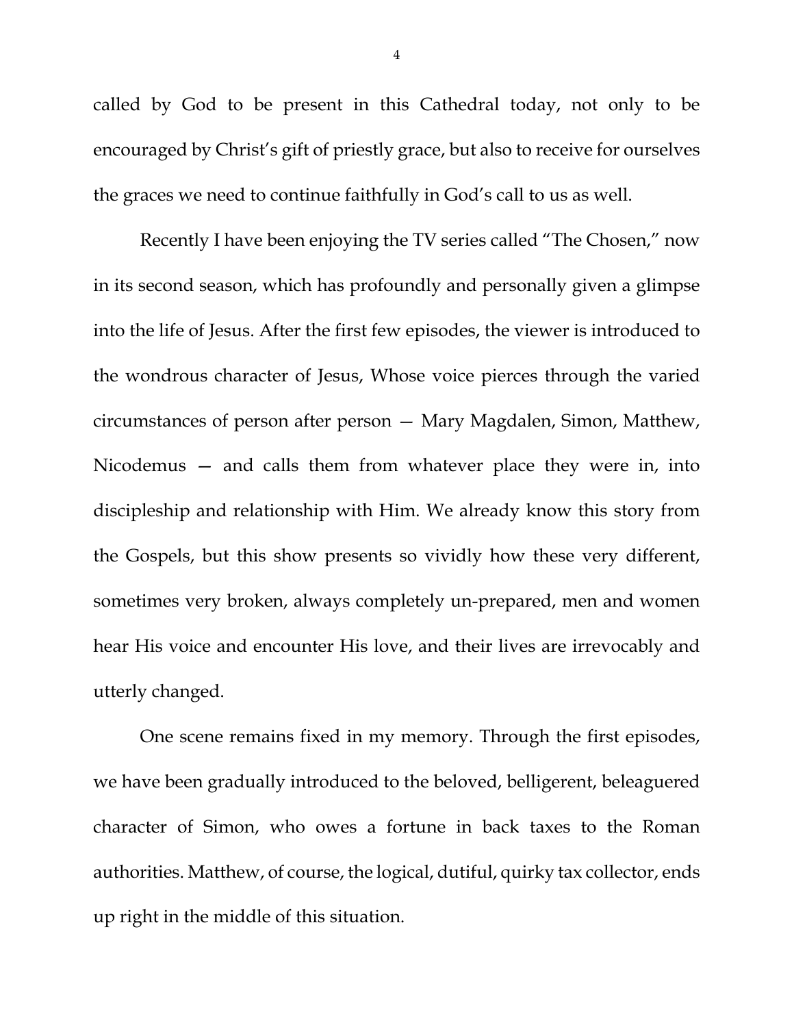called by God to be present in this Cathedral today, not only to be encouraged by Christ's gift of priestly grace, but also to receive for ourselves the graces we need to continue faithfully in God's call to us as well.

Recently I have been enjoying the TV series called "The Chosen," now in its second season, which has profoundly and personally given a glimpse into the life of Jesus. After the first few episodes, the viewer is introduced to the wondrous character of Jesus, Whose voice pierces through the varied circumstances of person after person — Mary Magdalen, Simon, Matthew, Nicodemus — and calls them from whatever place they were in, into discipleship and relationship with Him. We already know this story from the Gospels, but this show presents so vividly how these very different, sometimes very broken, always completely un-prepared, men and women hear His voice and encounter His love, and their lives are irrevocably and utterly changed.

One scene remains fixed in my memory. Through the first episodes, we have been gradually introduced to the beloved, belligerent, beleaguered character of Simon, who owes a fortune in back taxes to the Roman authorities. Matthew, of course, the logical, dutiful, quirky tax collector, ends up right in the middle of this situation.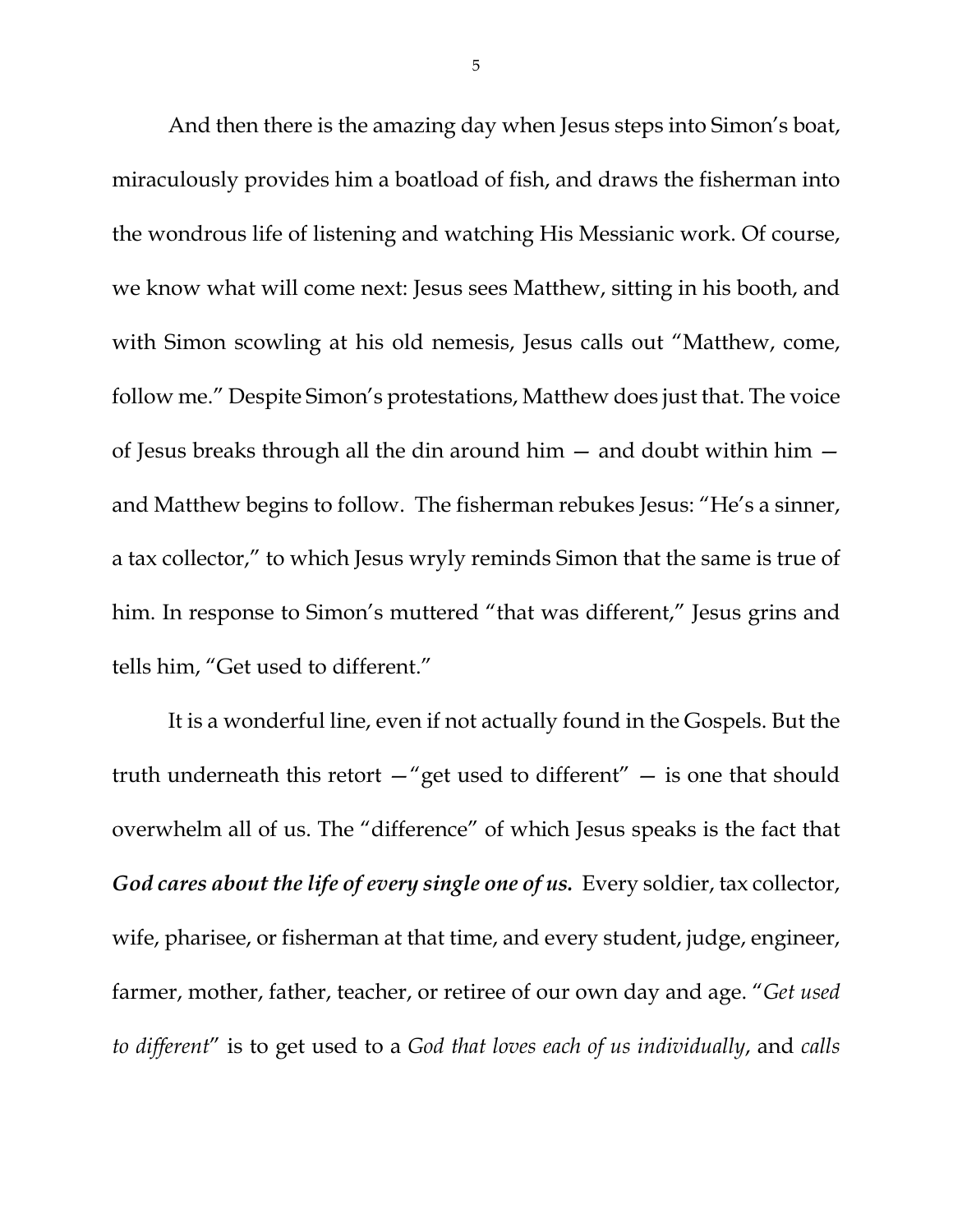And then there is the amazing day when Jesus steps into Simon's boat, miraculously provides him a boatload of fish, and draws the fisherman into the wondrous life of listening and watching His Messianic work. Of course, we know what will come next: Jesus sees Matthew, sitting in his booth, and with Simon scowling at his old nemesis, Jesus calls out "Matthew, come, follow me." Despite Simon's protestations, Matthew does just that. The voice of Jesus breaks through all the din around him — and doubt within him — and Matthew begins to follow. The fisherman rebukes Jesus: "He's a sinner, a tax collector," to which Jesus wryly reminds Simon that the same is true of him. In response to Simon's muttered "that was different," Jesus grins and tells him, "Get used to different."

It is a wonderful line, even if not actually found in the Gospels. But the truth underneath this retort —"get used to different" — is one that should overwhelm all of us. The "difference" of which Jesus speaks is the fact that ***God cares about the life of every single one of us.*** Every soldier, tax collector, wife, pharisee, or fisherman at that time, and every student, judge, engineer, farmer, mother, father, teacher, or retiree of our own day and age. "*Get used to different*" is to get used to a *God that loves each of us individually*, and *calls*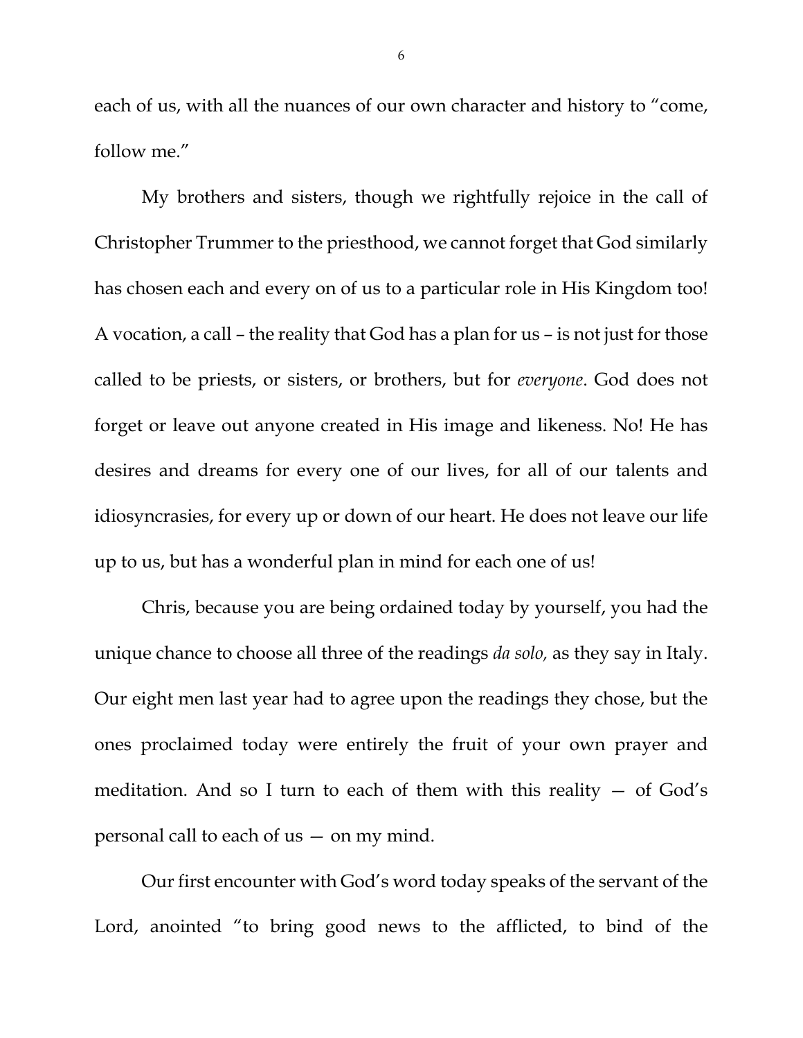each of us, with all the nuances of our own character and history to "come, follow me."

My brothers and sisters, though we rightfully rejoice in the call of Christopher Trummer to the priesthood, we cannot forget that God similarly has chosen each and every on of us to a particular role in His Kingdom too! A vocation, a call – the reality that God has a plan for us – is not just for those called to be priests, or sisters, or brothers, but for *everyone*. God does not forget or leave out anyone created in His image and likeness. No! He has desires and dreams for every one of our lives, for all of our talents and idiosyncrasies, for every up or down of our heart. He does not leave our life up to us, but has a wonderful plan in mind for each one of us!

Chris, because you are being ordained today by yourself, you had the unique chance to choose all three of the readings *da solo,* as they say in Italy. Our eight men last year had to agree upon the readings they chose, but the ones proclaimed today were entirely the fruit of your own prayer and meditation. And so I turn to each of them with this reality — of God's personal call to each of us — on my mind.

Our first encounter with God's word today speaks of the servant of the Lord, anointed "to bring good news to the afflicted, to bind of the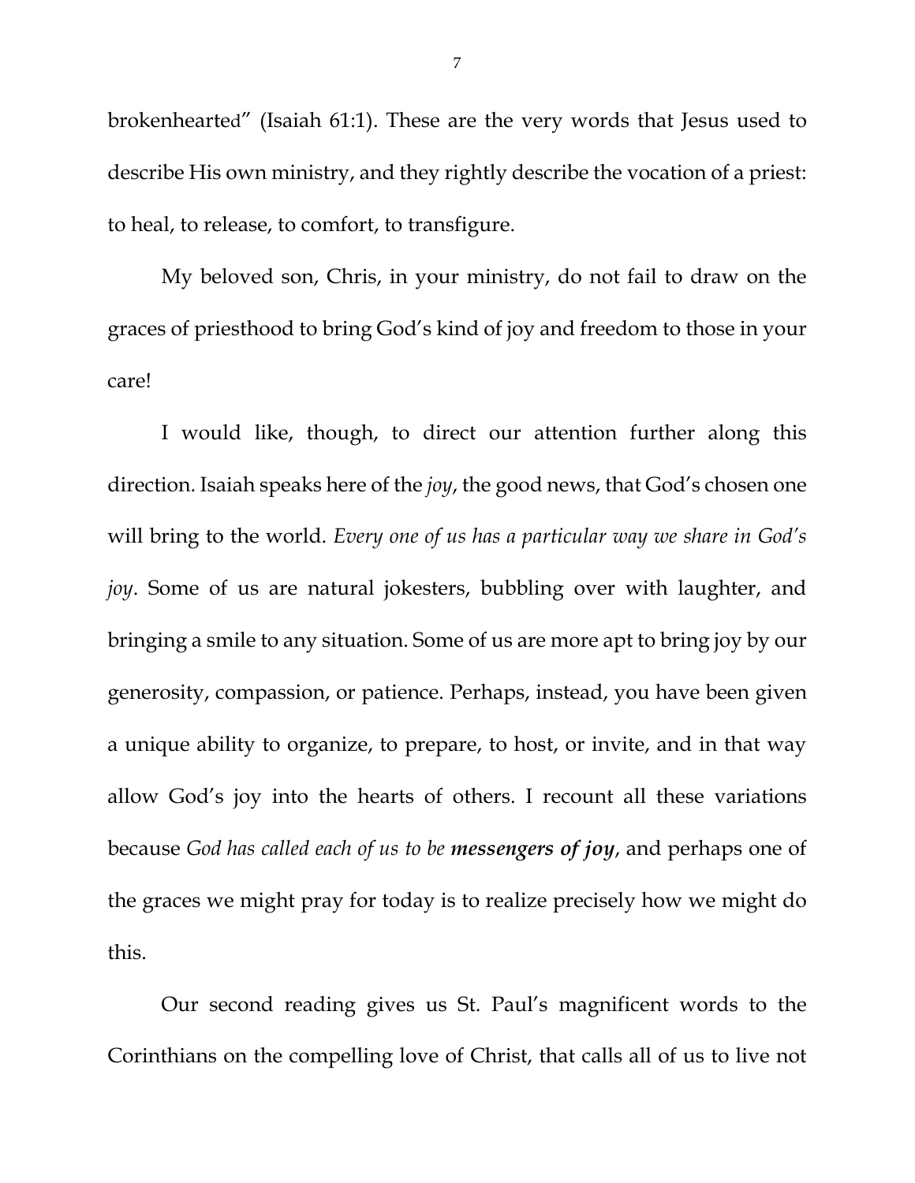brokenhearted" (Isaiah 61:1). These are the very words that Jesus used to describe His own ministry, and they rightly describe the vocation of a priest: to heal, to release, to comfort, to transfigure.

My beloved son, Chris, in your ministry, do not fail to draw on the graces of priesthood to bring God's kind of joy and freedom to those in your care!

I would like, though, to direct our attention further along this direction. Isaiah speaks here of the *joy*, the good news, that God's chosen one will bring to the world. *Every one of us has a particular way we share in God's joy*. Some of us are natural jokesters, bubbling over with laughter, and bringing a smile to any situation. Some of us are more apt to bring joy by our generosity, compassion, or patience. Perhaps, instead, you have been given a unique ability to organize, to prepare, to host, or invite, and in that way allow God's joy into the hearts of others. I recount all these variations because *God has called each of us to be* ***messengers of joy***, and perhaps one of the graces we might pray for today is to realize precisely how we might do this.

Our second reading gives us St. Paul's magnificent words to the Corinthians on the compelling love of Christ, that calls all of us to live not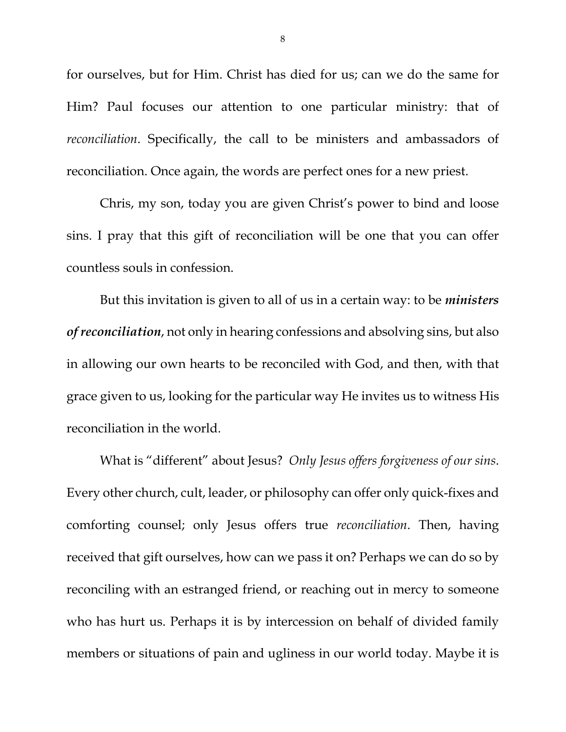for ourselves, but for Him. Christ has died for us; can we do the same for Him? Paul focuses our attention to one particular ministry: that of *reconciliation*. Specifically, the call to be ministers and ambassadors of reconciliation. Once again, the words are perfect ones for a new priest.

Chris, my son, today you are given Christ's power to bind and loose sins. I pray that this gift of reconciliation will be one that you can offer countless souls in confession.

But this invitation is given to all of us in a certain way: to be ***ministers of reconciliation***, not only in hearing confessions and absolving sins, but also in allowing our own hearts to be reconciled with God, and then, with that grace given to us, looking for the particular way He invites us to witness His reconciliation in the world.

What is "different" about Jesus? *Only Jesus offers forgiveness of our sins*. Every other church, cult, leader, or philosophy can offer only quick-fixes and comforting counsel; only Jesus offers true *reconciliation*. Then, having received that gift ourselves, how can we pass it on? Perhaps we can do so by reconciling with an estranged friend, or reaching out in mercy to someone who has hurt us. Perhaps it is by intercession on behalf of divided family members or situations of pain and ugliness in our world today. Maybe it is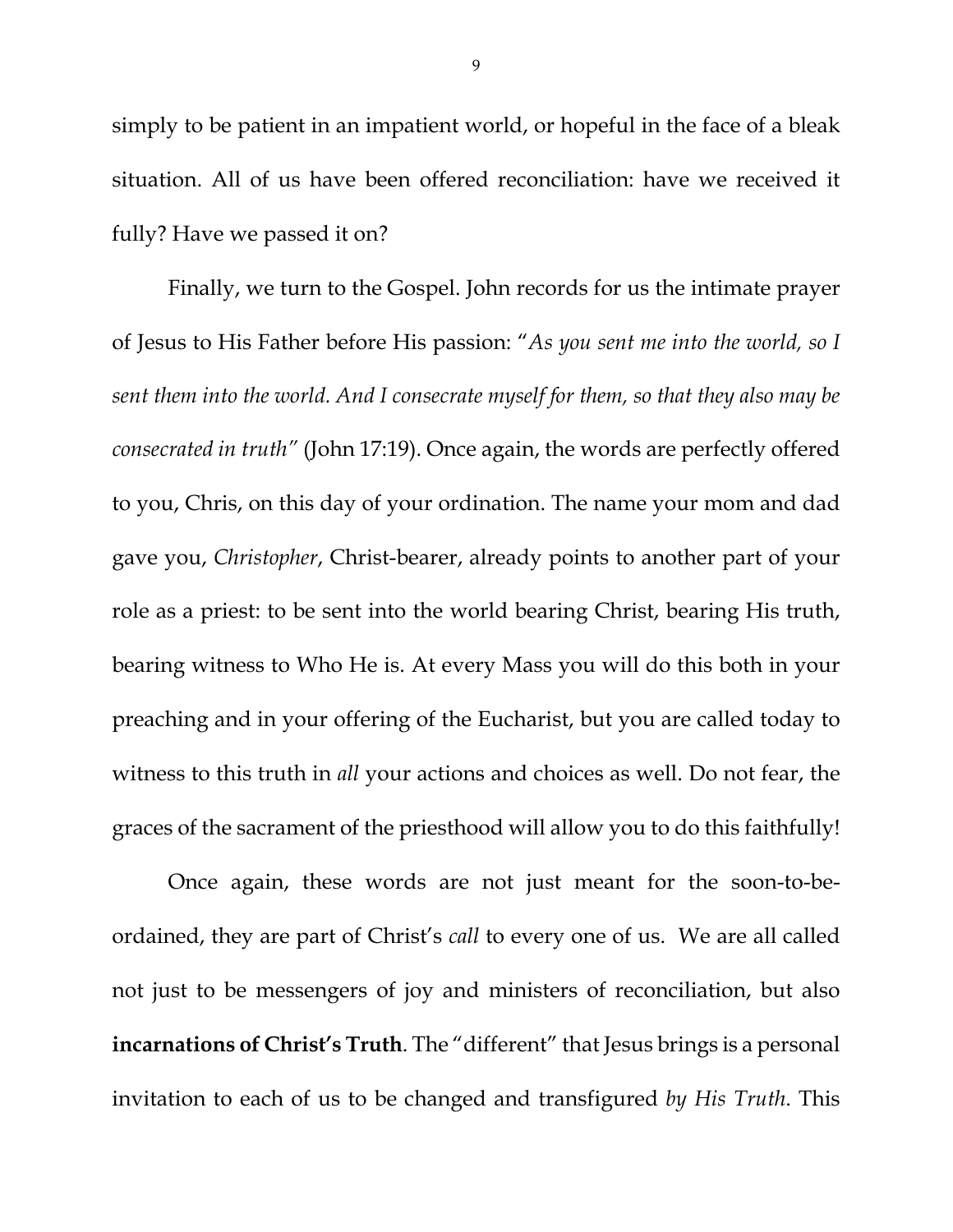simply to be patient in an impatient world, or hopeful in the face of a bleak situation. All of us have been offered reconciliation: have we received it fully? Have we passed it on?

Finally, we turn to the Gospel. John records for us the intimate prayer of Jesus to His Father before His passion: "*As you sent me into the world, so I sent them into the world. And I consecrate myself for them, so that they also may be consecrated in truth*" (John 17:19). Once again, the words are perfectly offered to you, Chris, on this day of your ordination. The name your mom and dad gave you, *Christopher*, Christ-bearer, already points to another part of your role as a priest: to be sent into the world bearing Christ, bearing His truth, bearing witness to Who He is. At every Mass you will do this both in your preaching and in your offering of the Eucharist, but you are called today to witness to this truth in *all* your actions and choices as well. Do not fear, the graces of the sacrament of the priesthood will allow you to do this faithfully!

Once again, these words are not just meant for the soon-to-be-ordained, they are part of Christ's *call* to every one of us. We are all called not just to be messengers of joy and ministers of reconciliation, but also **incarnations of Christ's Truth**. The "different" that Jesus brings is a personal invitation to each of us to be changed and transfigured *by His Truth*. This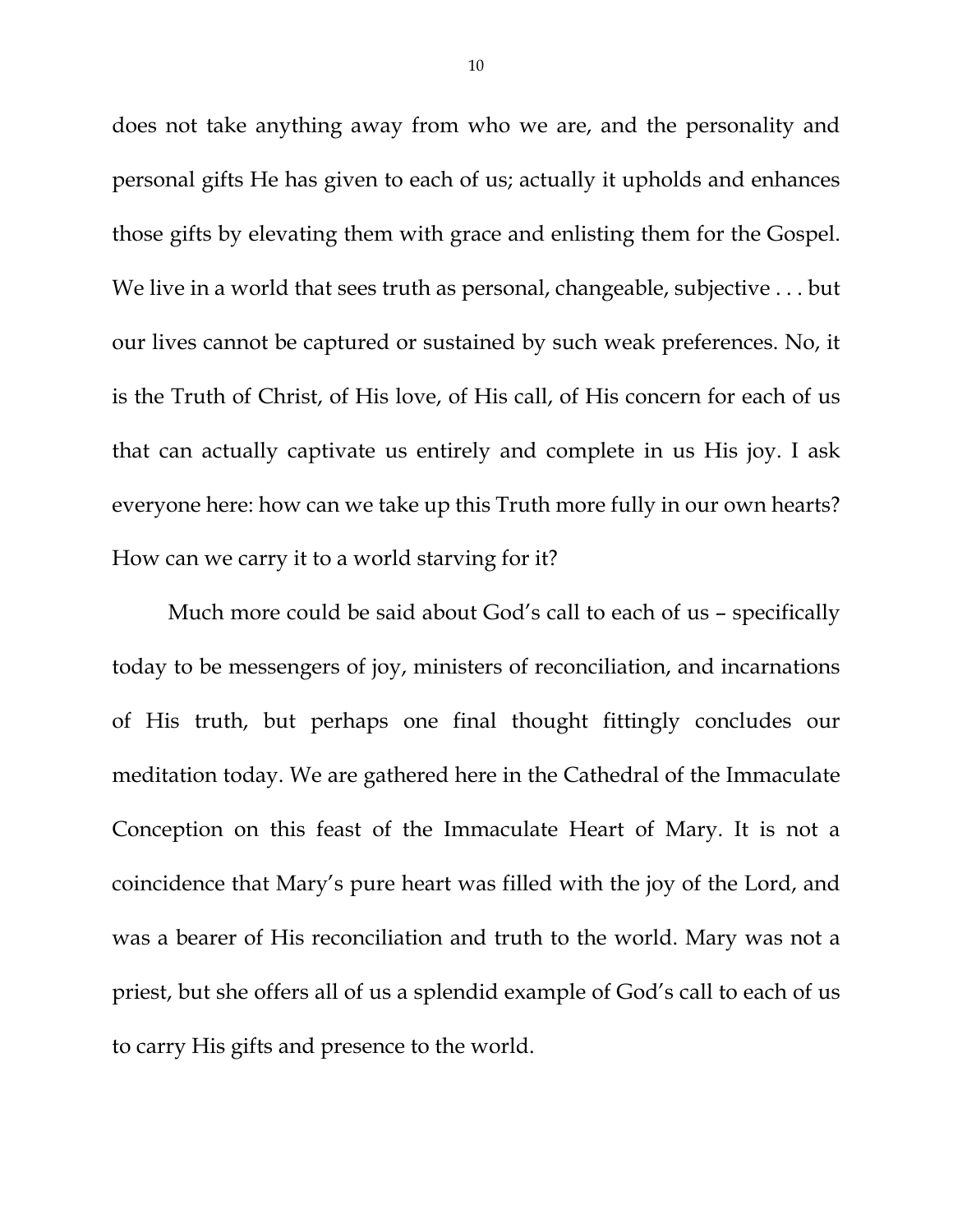does not take anything away from who we are, and the personality and personal gifts He has given to each of us; actually it upholds and enhances those gifts by elevating them with grace and enlisting them for the Gospel. We live in a world that sees truth as personal, changeable, subjective . . . but our lives cannot be captured or sustained by such weak preferences. No, it is the Truth of Christ, of His love, of His call, of His concern for each of us that can actually captivate us entirely and complete in us His joy. I ask everyone here: how can we take up this Truth more fully in our own hearts? How can we carry it to a world starving for it?

Much more could be said about God's call to each of us – specifically today to be messengers of joy, ministers of reconciliation, and incarnations of His truth, but perhaps one final thought fittingly concludes our meditation today. We are gathered here in the Cathedral of the Immaculate Conception on this feast of the Immaculate Heart of Mary. It is not a coincidence that Mary's pure heart was filled with the joy of the Lord, and was a bearer of His reconciliation and truth to the world. Mary was not a priest, but she offers all of us a splendid example of God's call to each of us to carry His gifts and presence to the world.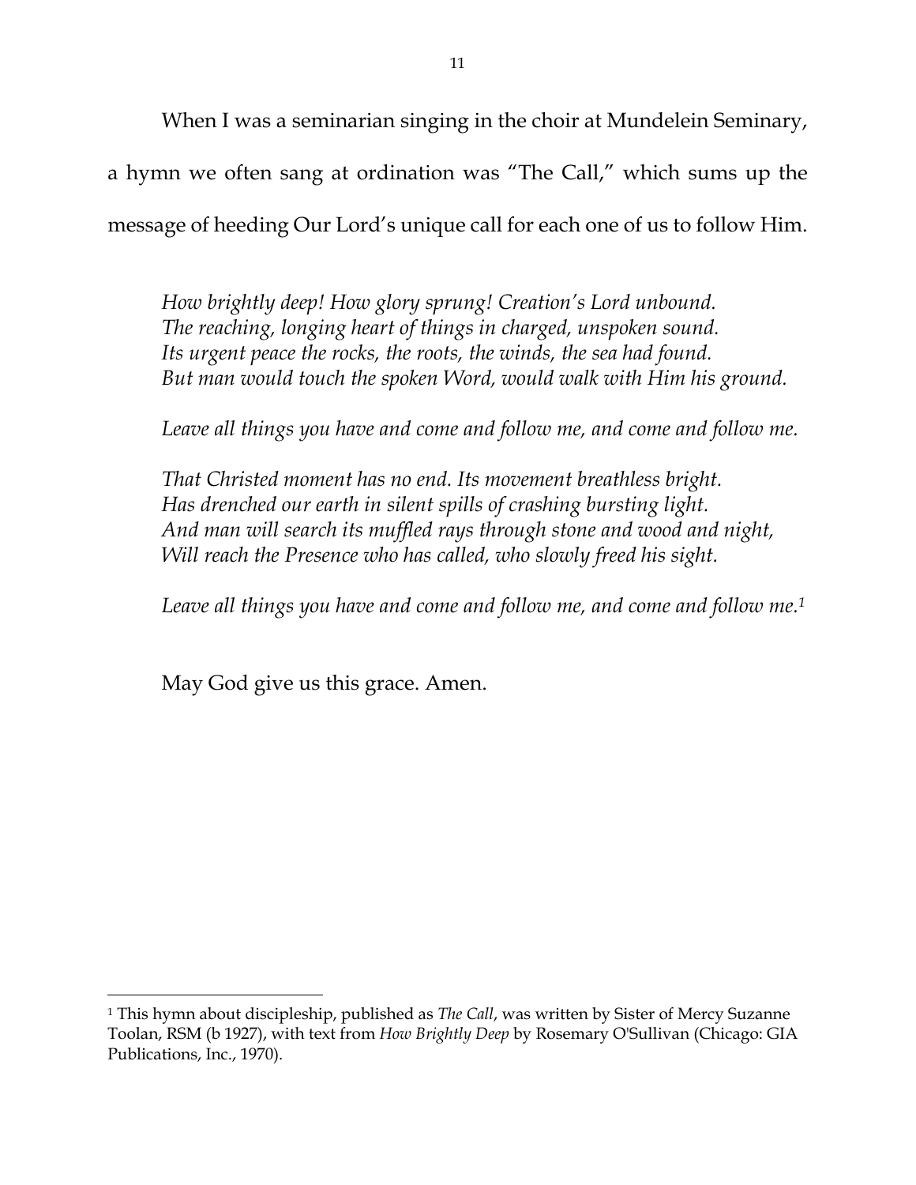When I was a seminarian singing in the choir at Mundelein Seminary, a hymn we often sang at ordination was "The Call," which sums up the message of heeding Our Lord's unique call for each one of us to follow Him.

*How brightly deep! How glory sprung! Creation's Lord unbound.*
*The reaching, longing heart of things in charged, unspoken sound.*
*Its urgent peace the rocks, the roots, the winds, the sea had found.*
*But man would touch the spoken Word, would walk with Him his ground.*

*Leave all things you have and come and follow me, and come and follow me.*

*That Christed moment has no end. Its movement breathless bright.*
*Has drenched our earth in silent spills of crashing bursting light.*
*And man will search its muffled rays through stone and wood and night,*
*Will reach the Presence who has called, who slowly freed his sight.*

*Leave all things you have and come and follow me, and come and follow me.*[1]

May God give us this grace. Amen.

---

[1] This hymn about discipleship, published as *The Call*, was written by Sister of Mercy Suzanne Toolan, RSM (b 1927), with text from *How Brightly Deep* by Rosemary O'Sullivan (Chicago: GIA Publications, Inc., 1970).